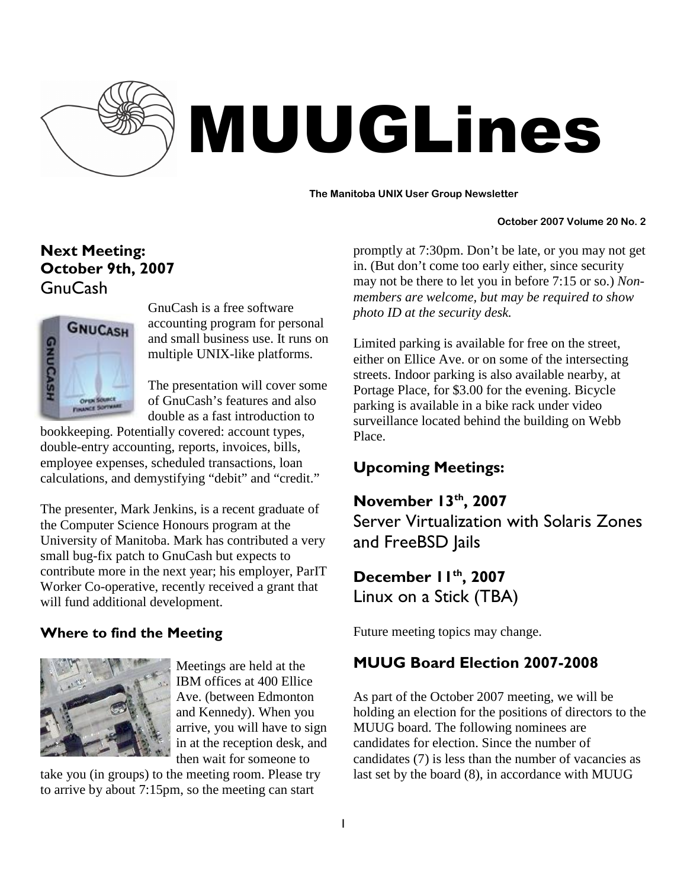# MUUGLines

**The Manitoba UNIX User Group Newsletter**

**October 2007 Volume 20 No. 2**

## Next Meeting: October 9th, 2007

### GnuCash

GnuCash is a free software accounting program for personal and small business use. It runs on multiple UNIX-like platforms.

The presentation will cover some of GnuCash's features and also double as a fast introduction to bookkeeping. Potentially covered: account types, double-entry accounting, reports, invoices, bills, employee expenses, scheduled transactions, loan calculations, and demystifying "debit" and "credit."

The presenter, Mark Jenkins, is a recent graduate of the Computer Science Honours program at the University of Manitoba. Mark has contributed a very small bug-fix patch to GnuCash but expects to contribute more in the next year; his employer, ParIT Worker Co-operative, recently received a grant that will fund additional development.

## Where to find the Meeting

Meetings are held at the IBM offices at 400 Ellice Ave. (between Edmonton and Kennedy). When you arrive, you will have to sign in at the reception desk, and then wait for someone to take you (in groups) to the meeting room. Please try to arrive by about 7:15pm, so the meeting can start promptly at 7:30pm. Don't be late, or you may not get in. (But don't come too early either, since security may not be there to let you in before 7:15 or so.) *Non-members are welcome, but may be required to show photo ID at the security desk.*

Limited parking is available for free on the street, either on Ellice Ave. or on some of the intersecting streets. Indoor parking is also available nearby, at Portage Place, for $3.00 for the evening. Bicycle parking is available in a bike rack under video surveillance located behind the building on Webb Place.

## Upcoming Meetings:

### November 13th, 2007

Server Virtualization with Solaris Zones and FreeBSD Jails

### December 11th, 2007

Linux on a Stick (TBA)

Future meeting topics may change.

## MUUG Board Election 2007-2008

As part of the October 2007 meeting, we will be holding an election for the positions of directors to the MUUG board. The following nominees are candidates for election. Since the number of candidates (7) is less than the number of vacancies as last set by the board (8), in accordance with MUUG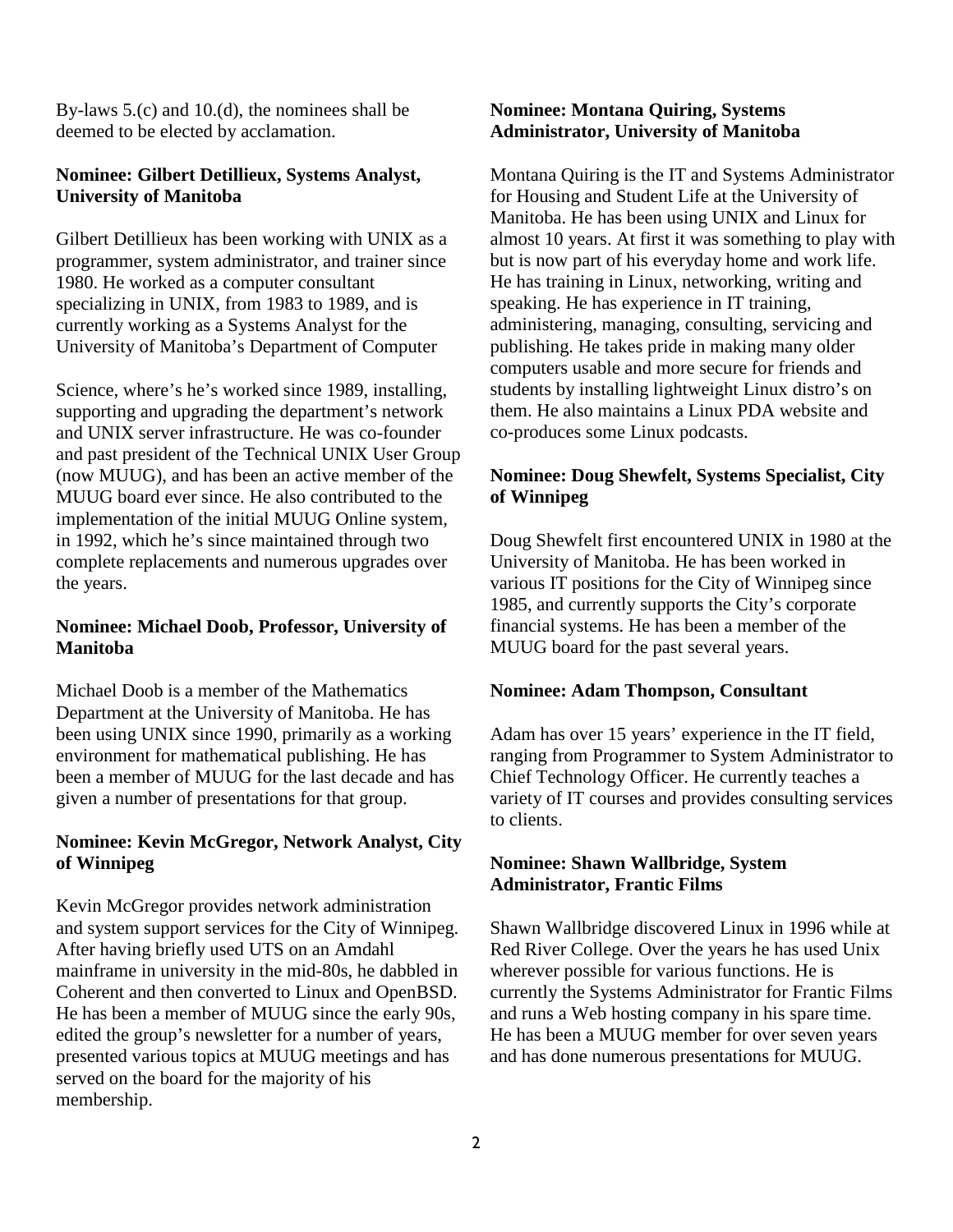By-laws 5.(c) and 10.(d), the nominees shall be deemed to be elected by acclamation.

**Nominee: Gilbert Detillieux, Systems Analyst, University of Manitoba**

Gilbert Detillieux has been working with UNIX as a programmer, system administrator, and trainer since 1980. He worked as a computer consultant specializing in UNIX, from 1983 to 1989, and is currently working as a Systems Analyst for the University of Manitoba's Department of Computer Science, where's he's worked since 1989, installing, supporting and upgrading the department's network and UNIX server infrastructure. He was co-founder and past president of the Technical UNIX User Group (now MUUG), and has been an active member of the MUUG board ever since. He also contributed to the implementation of the initial MUUG Online system, in 1992, which he's since maintained through two complete replacements and numerous upgrades over the years.

**Nominee: Michael Doob, Professor, University of Manitoba**

Michael Doob is a member of the Mathematics Department at the University of Manitoba. He has been using UNIX since 1990, primarily as a working environment for mathematical publishing. He has been a member of MUUG for the last decade and has given a number of presentations for that group.

**Nominee: Kevin McGregor, Network Analyst, City of Winnipeg**

Kevin McGregor provides network administration and system support services for the City of Winnipeg. After having briefly used UTS on an Amdahl mainframe in university in the mid-80s, he dabbled in Coherent and then converted to Linux and OpenBSD. He has been a member of MUUG since the early 90s, edited the group's newsletter for a number of years, presented various topics at MUUG meetings and has served on the board for the majority of his membership.

**Nominee: Montana Quiring, Systems Administrator, University of Manitoba**

Montana Quiring is the IT and Systems Administrator for Housing and Student Life at the University of Manitoba. He has been using UNIX and Linux for almost 10 years. At first it was something to play with but is now part of his everyday home and work life. He has training in Linux, networking, writing and speaking. He has experience in IT training, administering, managing, consulting, servicing and publishing. He takes pride in making many older computers usable and more secure for friends and students by installing lightweight Linux distro's on them. He also maintains a Linux PDA website and co-produces some Linux podcasts.

**Nominee: Doug Shewfelt, Systems Specialist, City of Winnipeg**

Doug Shewfelt first encountered UNIX in 1980 at the University of Manitoba. He has been worked in various IT positions for the City of Winnipeg since 1985, and currently supports the City's corporate financial systems. He has been a member of the MUUG board for the past several years.

**Nominee: Adam Thompson, Consultant**

Adam has over 15 years' experience in the IT field, ranging from Programmer to System Administrator to Chief Technology Officer. He currently teaches a variety of IT courses and provides consulting services to clients.

**Nominee: Shawn Wallbridge, System Administrator, Frantic Films**

Shawn Wallbridge discovered Linux in 1996 while at Red River College. Over the years he has used Unix wherever possible for various functions. He is currently the Systems Administrator for Frantic Films and runs a Web hosting company in his spare time. He has been a MUUG member for over seven years and has done numerous presentations for MUUG.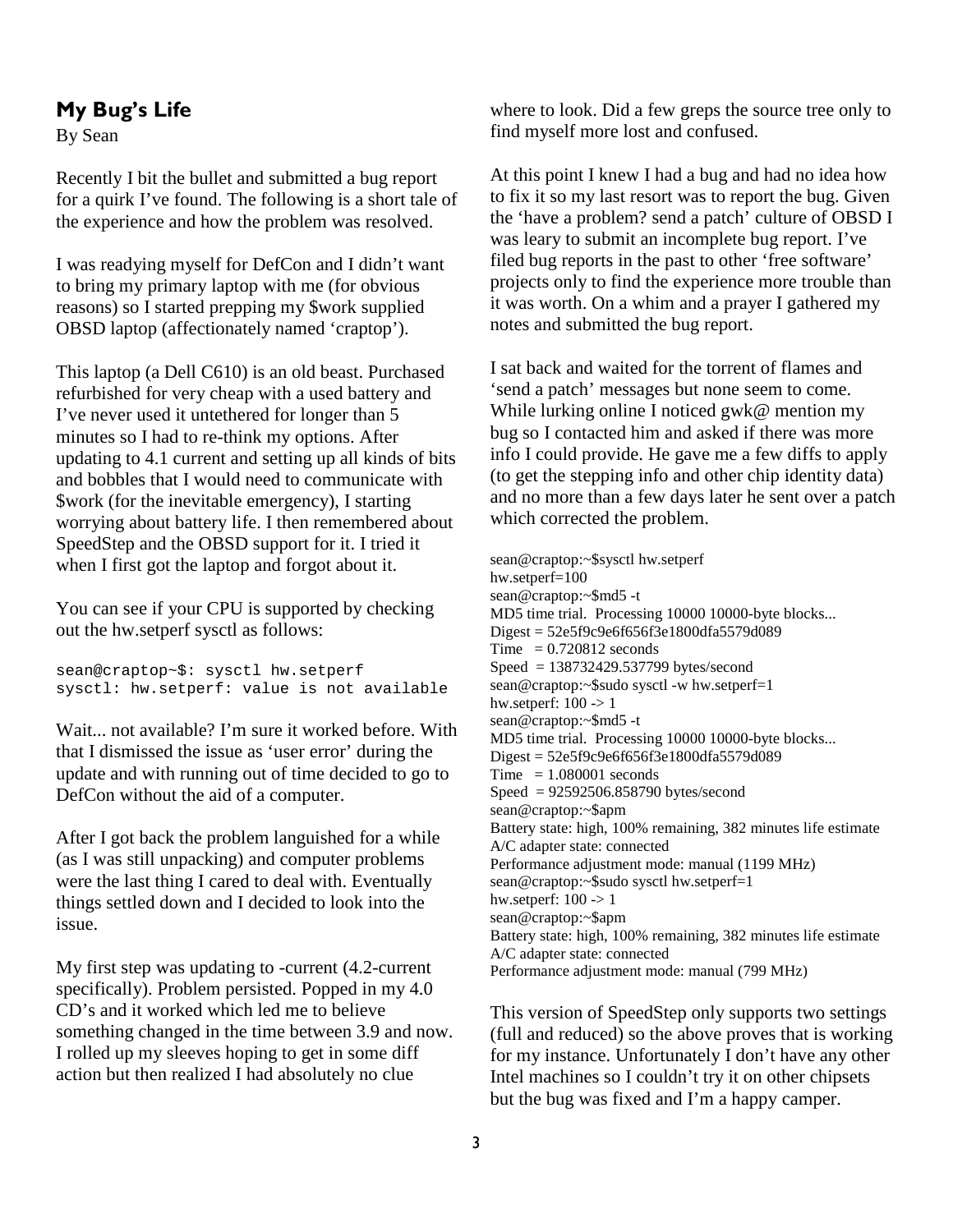## My Bug's Life

By Sean

Recently I bit the bullet and submitted a bug report for a quirk I've found. The following is a short tale of the experience and how the problem was resolved.

I was readying myself for DefCon and I didn't want to bring my primary laptop with me (for obvious reasons) so I started prepping my $work supplied OBSD laptop (affectionately named 'craptop').

This laptop (a Dell C610) is an old beast. Purchased refurbished for very cheap with a used battery and I've never used it untethered for longer than 5 minutes so I had to re-think my options. After updating to 4.1 current and setting up all kinds of bits and bobbles that I would need to communicate with $work (for the inevitable emergency), I starting worrying about battery life. I then remembered about SpeedStep and the OBSD support for it. I tried it when I first got the laptop and forgot about it.

You can see if your CPU is supported by checking out the hw.setperf sysctl as follows:

```
sean@craptop~$: sysctl hw.setperf
sysctl: hw.setperf: value is not available
```

Wait... not available? I'm sure it worked before. With that I dismissed the issue as 'user error' during the update and with running out of time decided to go to DefCon without the aid of a computer.

After I got back the problem languished for a while (as I was still unpacking) and computer problems were the last thing I cared to deal with. Eventually things settled down and I decided to look into the issue.

My first step was updating to -current (4.2-current specifically). Problem persisted. Popped in my 4.0 CD's and it worked which led me to believe something changed in the time between 3.9 and now. I rolled up my sleeves hoping to get in some diff action but then realized I had absolutely no clue where to look. Did a few greps the source tree only to find myself more lost and confused.

At this point I knew I had a bug and had no idea how to fix it so my last resort was to report the bug. Given the 'have a problem? send a patch' culture of OBSD I was leary to submit an incomplete bug report. I've filed bug reports in the past to other 'free software' projects only to find the experience more trouble than it was worth. On a whim and a prayer I gathered my notes and submitted the bug report.

I sat back and waited for the torrent of flames and 'send a patch' messages but none seem to come. While lurking online I noticed gwk@ mention my bug so I contacted him and asked if there was more info I could provide. He gave me a few diffs to apply (to get the stepping info and other chip identity data) and no more than a few days later he sent over a patch which corrected the problem.

```
sean@craptop:~$sysctl hw.setperf
hw.setperf=100
sean@craptop:~$md5 -t
MD5 time trial.  Processing 10000 10000-byte blocks...
Digest = 52e5f9c9e6f656f3e1800dfa5579d089
Time   = 0.720812 seconds
Speed  = 138732429.537799 bytes/second
sean@craptop:~$sudo sysctl -w hw.setperf=1
hw.setperf: 100 -> 1
sean@craptop:~$md5 -t
MD5 time trial.  Processing 10000 10000-byte blocks...
Digest = 52e5f9c9e6f656f3e1800dfa5579d089
Time   = 1.080001 seconds
Speed  = 92592506.858790 bytes/second
sean@craptop:~$apm
Battery state: high, 100% remaining, 382 minutes life estimate
A/C adapter state: connected
Performance adjustment mode: manual (1199 MHz)
sean@craptop:~$sudo sysctl hw.setperf=1
hw.setperf: 100 -> 1
sean@craptop:~$apm
Battery state: high, 100% remaining, 382 minutes life estimate
A/C adapter state: connected
Performance adjustment mode: manual (799 MHz)
```

This version of SpeedStep only supports two settings (full and reduced) so the above proves that is working for my instance. Unfortunately I don't have any other Intel machines so I couldn't try it on other chipsets but the bug was fixed and I'm a happy camper.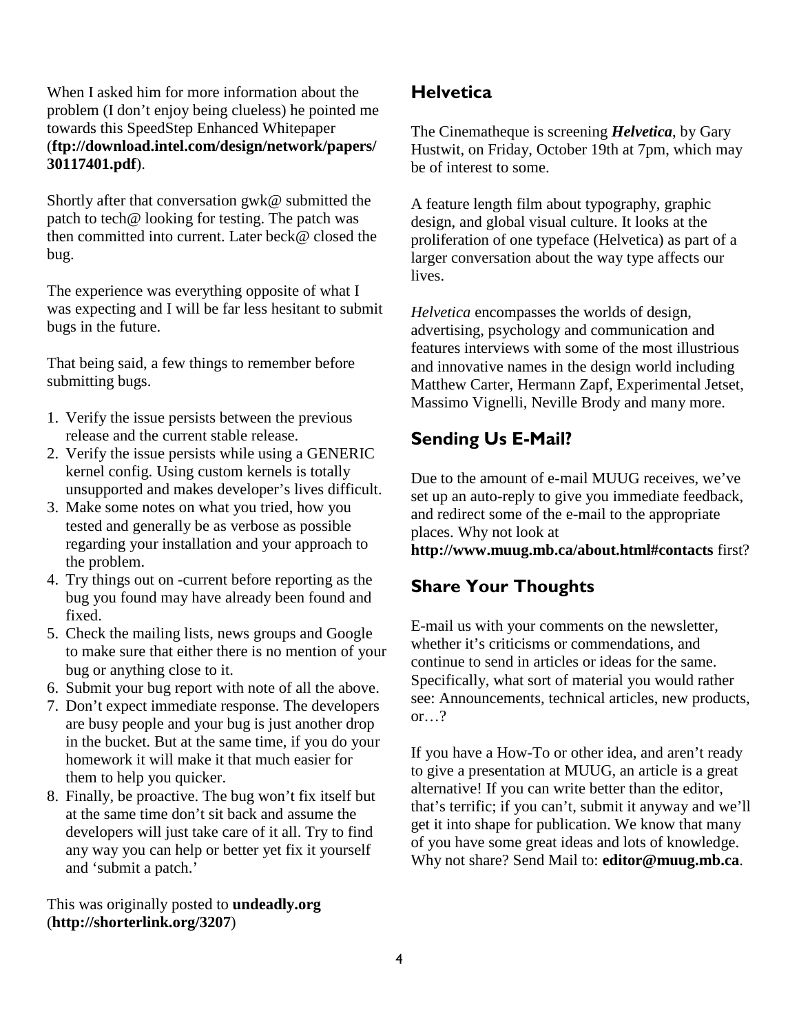When I asked him for more information about the problem (I don't enjoy being clueless) he pointed me towards this SpeedStep Enhanced Whitepaper (**ftp://download.intel.com/design/network/papers/30117401.pdf**).

Shortly after that conversation gwk@ submitted the patch to tech@ looking for testing. The patch was then committed into current. Later beck@ closed the bug.

The experience was everything opposite of what I was expecting and I will be far less hesitant to submit bugs in the future.

That being said, a few things to remember before submitting bugs.

1. Verify the issue persists between the previous release and the current stable release.
2. Verify the issue persists while using a GENERIC kernel config. Using custom kernels is totally unsupported and makes developer's lives difficult.
3. Make some notes on what you tried, how you tested and generally be as verbose as possible regarding your installation and your approach to the problem.
4. Try things out on -current before reporting as the bug you found may have already been found and fixed.
5. Check the mailing lists, news groups and Google to make sure that either there is no mention of your bug or anything close to it.
6. Submit your bug report with note of all the above.
7. Don't expect immediate response. The developers are busy people and your bug is just another drop in the bucket. But at the same time, if you do your homework it will make it that much easier for them to help you quicker.
8. Finally, be proactive. The bug won't fix itself but at the same time don't sit back and assume the developers will just take care of it all. Try to find any way you can help or better yet fix it yourself and 'submit a patch.'

This was originally posted to **undeadly.org** (**http://shorterlink.org/3207**)

## Helvetica

The Cinematheque is screening ***Helvetica***, by Gary Hustwit, on Friday, October 19th at 7pm, which may be of interest to some.

A feature length film about typography, graphic design, and global visual culture. It looks at the proliferation of one typeface (Helvetica) as part of a larger conversation about the way type affects our lives.

*Helvetica* encompasses the worlds of design, advertising, psychology and communication and features interviews with some of the most illustrious and innovative names in the design world including Matthew Carter, Hermann Zapf, Experimental Jetset, Massimo Vignelli, Neville Brody and many more.

## Sending Us E-Mail?

Due to the amount of e-mail MUUG receives, we've set up an auto-reply to give you immediate feedback, and redirect some of the e-mail to the appropriate places. Why not look at **http://www.muug.mb.ca/about.html#contacts** first?

## Share Your Thoughts

E-mail us with your comments on the newsletter, whether it's criticisms or commendations, and continue to send in articles or ideas for the same. Specifically, what sort of material you would rather see: Announcements, technical articles, new products, or…?

If you have a How-To or other idea, and aren't ready to give a presentation at MUUG, an article is a great alternative! If you can write better than the editor, that's terrific; if you can't, submit it anyway and we'll get it into shape for publication. We know that many of you have some great ideas and lots of knowledge. Why not share? Send Mail to: **editor@muug.mb.ca**.